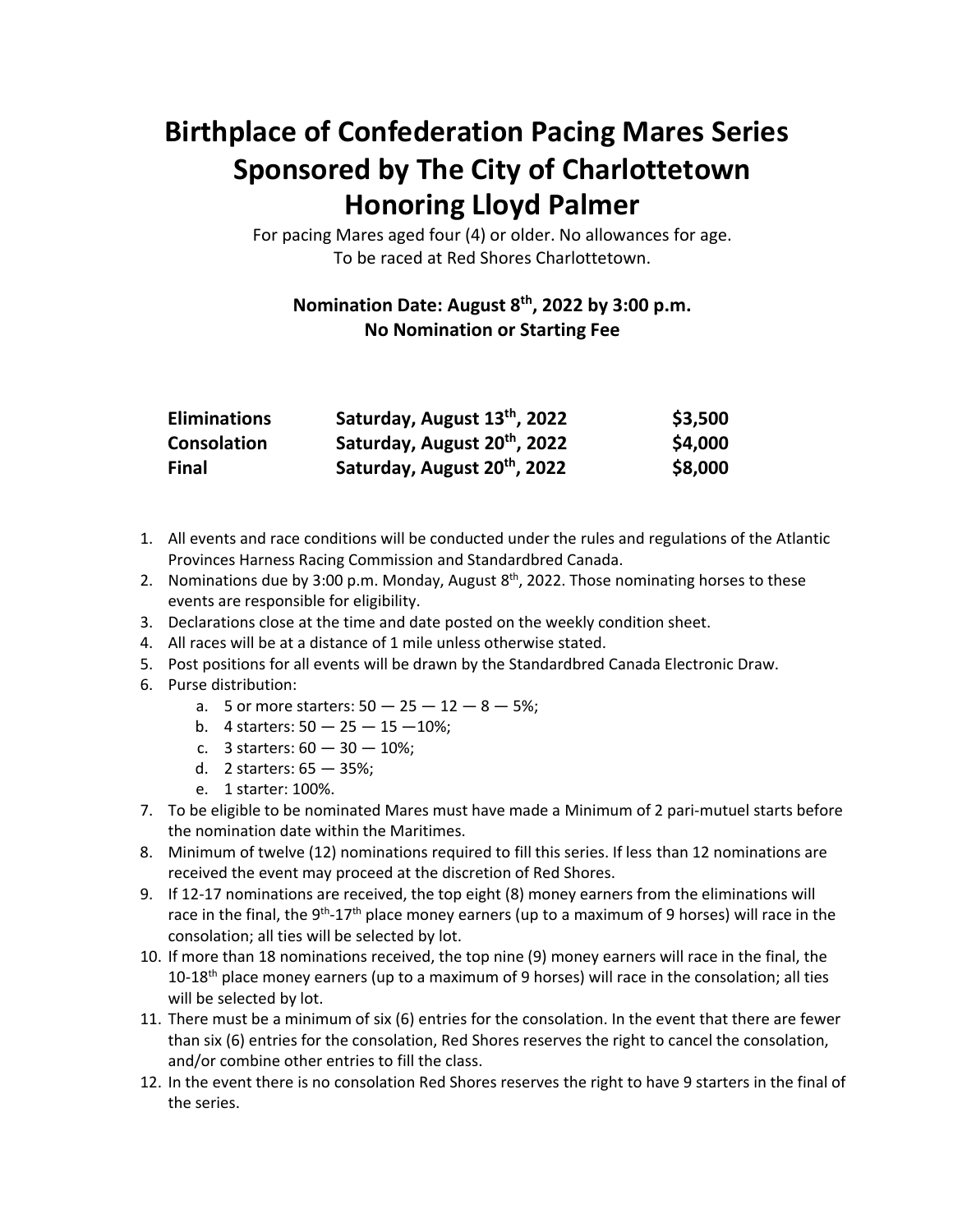# Birthplace of Confederation Pacing Mares Series
# Sponsored by The City of Charlottetown
# Honoring Lloyd Palmer

For pacing Mares aged four (4) or older. No allowances for age.
To be raced at Red Shores Charlottetown.

**Nomination Date: August 8th, 2022 by 3:00 p.m.**
**No Nomination or Starting Fee**

| | | |
|---|---|---|
| **Eliminations** | **Saturday, August 13th, 2022** | **$3,500** |
| **Consolation** | **Saturday, August 20th, 2022** | **$4,000** |
| **Final** | **Saturday, August 20th, 2022** | **$8,000** |

1. All events and race conditions will be conducted under the rules and regulations of the Atlantic Provinces Harness Racing Commission and Standardbred Canada.
2. Nominations due by 3:00 p.m. Monday, August 8th, 2022. Those nominating horses to these events are responsible for eligibility.
3. Declarations close at the time and date posted on the weekly condition sheet.
4. All races will be at a distance of 1 mile unless otherwise stated.
5. Post positions for all events will be drawn by the Standardbred Canada Electronic Draw.
6. Purse distribution:
    a. 5 or more starters: 50 — 25 — 12 — 8 — 5%;
    b. 4 starters: 50 — 25 — 15 —10%;
    c. 3 starters: 60 — 30 — 10%;
    d. 2 starters: 65 — 35%;
    e. 1 starter: 100%.
7. To be eligible to be nominated Mares must have made a Minimum of 2 pari-mutuel starts before the nomination date within the Maritimes.
8. Minimum of twelve (12) nominations required to fill this series. If less than 12 nominations are received the event may proceed at the discretion of Red Shores.
9. If 12-17 nominations are received, the top eight (8) money earners from the eliminations will race in the final, the 9th-17th place money earners (up to a maximum of 9 horses) will race in the consolation; all ties will be selected by lot.
10. If more than 18 nominations received, the top nine (9) money earners will race in the final, the 10-18th place money earners (up to a maximum of 9 horses) will race in the consolation; all ties will be selected by lot.
11. There must be a minimum of six (6) entries for the consolation. In the event that there are fewer than six (6) entries for the consolation, Red Shores reserves the right to cancel the consolation, and/or combine other entries to fill the class.
12. In the event there is no consolation Red Shores reserves the right to have 9 starters in the final of the series.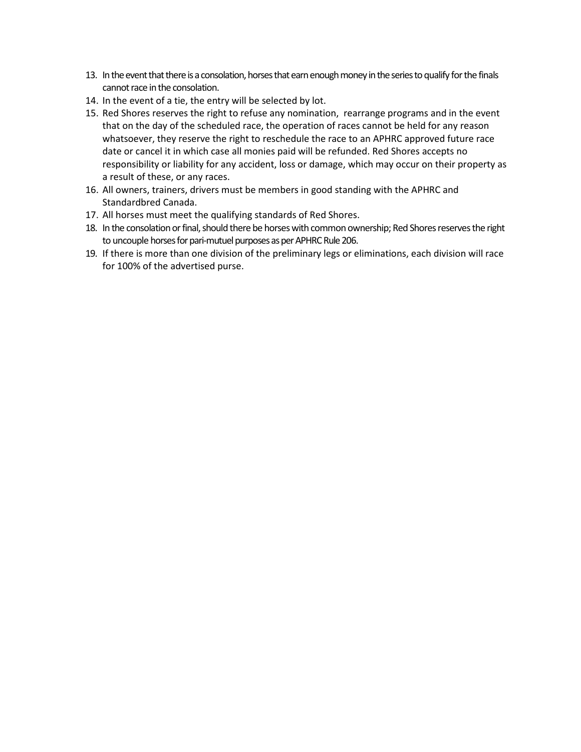13. In the event that there is a consolation, horses that earn enough money in the series to qualify for the finals cannot race in the consolation.
14. In the event of a tie, the entry will be selected by lot.
15. Red Shores reserves the right to refuse any nomination, rearrange programs and in the event that on the day of the scheduled race, the operation of races cannot be held for any reason whatsoever, they reserve the right to reschedule the race to an APHRC approved future race date or cancel it in which case all monies paid will be refunded. Red Shores accepts no responsibility or liability for any accident, loss or damage, which may occur on their property as a result of these, or any races.
16. All owners, trainers, drivers must be members in good standing with the APHRC and Standardbred Canada.
17. All horses must meet the qualifying standards of Red Shores.
18. In the consolation or final, should there be horses with common ownership; Red Shores reserves the right to uncouple horses for pari-mutuel purposes as per APHRC Rule 206.
19. If there is more than one division of the preliminary legs or eliminations, each division will race for 100% of the advertised purse.